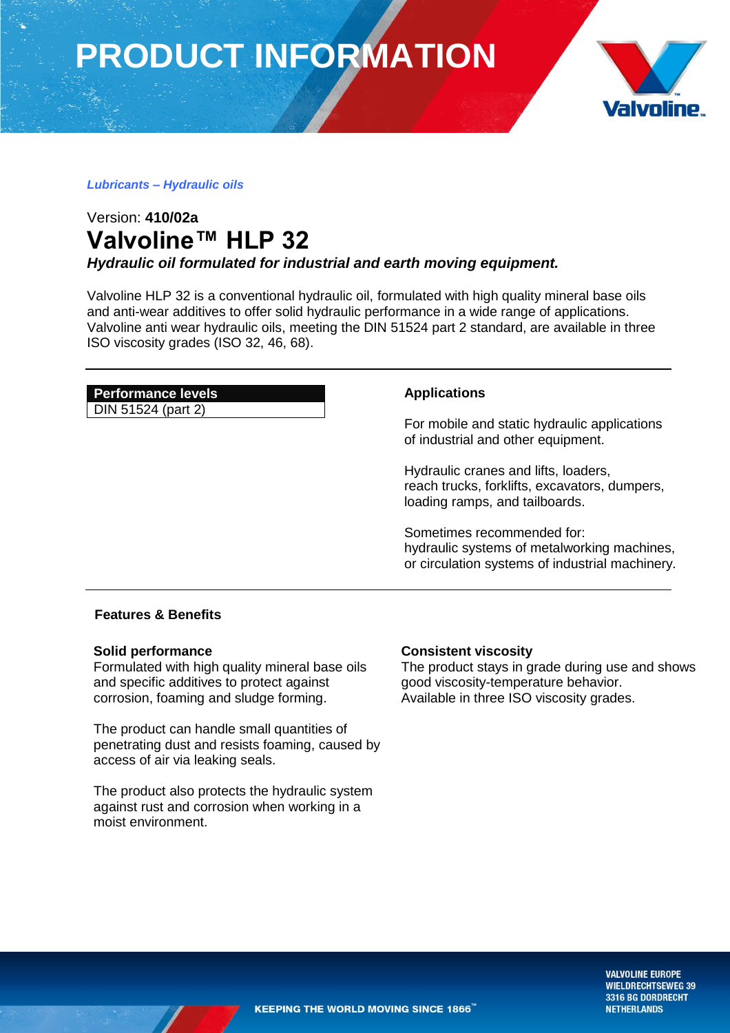# PRODUCT INFORMATION

***Lubricants – Hydraulic oils***

Version: **410/02a**

## Valvoline™ HLP 32

***Hydraulic oil formulated for industrial and earth moving equipment.***

Valvoline HLP 32 is a conventional hydraulic oil, formulated with high quality mineral base oils and anti-wear additives to offer solid hydraulic performance in a wide range of applications. Valvoline anti wear hydraulic oils, meeting the DIN 51524 part 2 standard, are available in three ISO viscosity grades (ISO 32, 46, 68).

| Performance levels |
|---|
| DIN 51524 (part 2) |

### Applications

For mobile and static hydraulic applications of industrial and other equipment.

Hydraulic cranes and lifts, loaders, reach trucks, forklifts, excavators, dumpers, loading ramps, and tailboards.

Sometimes recommended for:
hydraulic systems of metalworking machines, or circulation systems of industrial machinery.

### Features & Benefits

**Solid performance**
Formulated with high quality mineral base oils and specific additives to protect against corrosion, foaming and sludge forming.

The product can handle small quantities of penetrating dust and resists foaming, caused by access of air via leaking seals.

The product also protects the hydraulic system against rust and corrosion when working in a moist environment.

**Consistent viscosity**
The product stays in grade during use and shows good viscosity-temperature behavior.
Available in three ISO viscosity grades.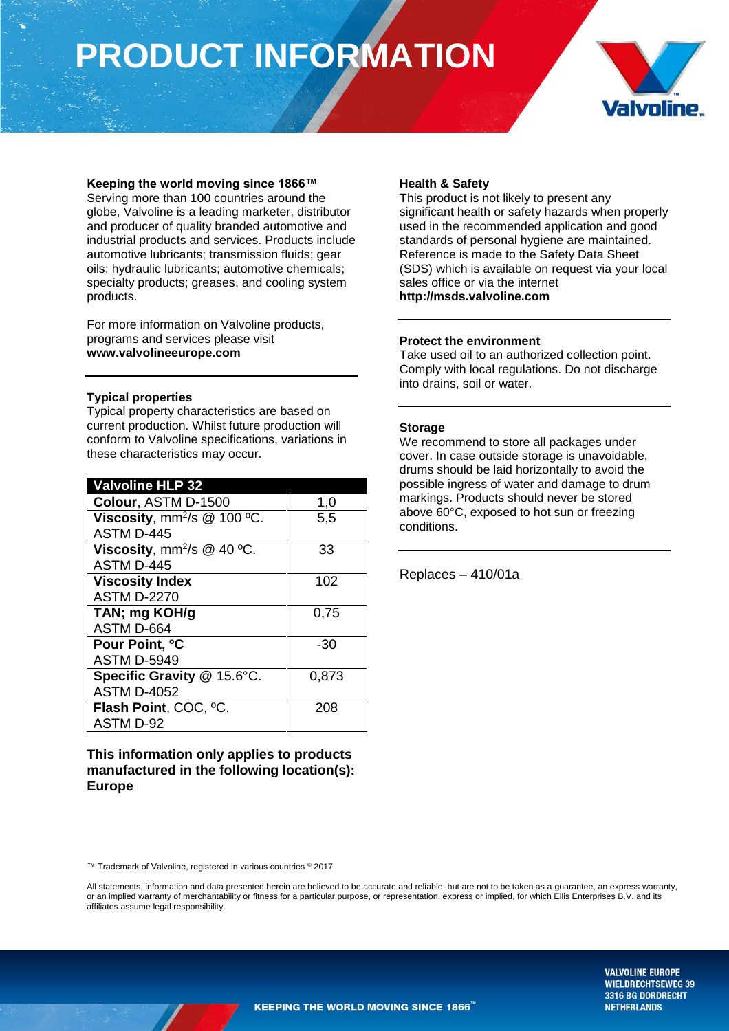# PRODUCT INFORMATION

**Keeping the world moving since 1866™**
Serving more than 100 countries around the globe, Valvoline is a leading marketer, distributor and producer of quality branded automotive and industrial products and services. Products include automotive lubricants; transmission fluids; gear oils; hydraulic lubricants; automotive chemicals; specialty products; greases, and cooling system products.

For more information on Valvoline products, programs and services please visit **www.valvolineeurope.com**

**Typical properties**
Typical property characteristics are based on current production. Whilst future production will conform to Valvoline specifications, variations in these characteristics may occur.

| Valvoline HLP 32 | |
|---|---|
| **Colour**, ASTM D-1500 | 1,0 |
| **Viscosity**, $mm^2/s$ @ 100 ºC. ASTM D-445 | 5,5 |
| **Viscosity**, $mm^2/s$ @ 40 ºC. ASTM D-445 | 33 |
| **Viscosity Index** ASTM D-2270 | 102 |
| **TAN; mg KOH/g** ASTM D-664 | 0,75 |
| **Pour Point, ºC** ASTM D-5949 | -30 |
| **Specific Gravity** @ 15.6°C. ASTM D-4052 | 0,873 |
| **Flash Point**, COC, ºC. ASTM D-92 | 208 |

**This information only applies to products manufactured in the following location(s): Europe**

**Health & Safety**
This product is not likely to present any significant health or safety hazards when properly used in the recommended application and good standards of personal hygiene are maintained. Reference is made to the Safety Data Sheet (SDS) which is available on request via your local sales office or via the internet
**http://msds.valvoline.com**

**Protect the environment**
Take used oil to an authorized collection point. Comply with local regulations. Do not discharge into drains, soil or water.

**Storage**
We recommend to store all packages under cover. In case outside storage is unavoidable, drums should be laid horizontally to avoid the possible ingress of water and damage to drum markings. Products should never be stored above 60°C, exposed to hot sun or freezing conditions.

Replaces – 410/01a

™ Trademark of Valvoline, registered in various countries © 2017

All statements, information and data presented herein are believed to be accurate and reliable, but are not to be taken as a guarantee, an express warranty, or an implied warranty of merchantability or fitness for a particular purpose, or representation, express or implied, for which Ellis Enterprises B.V. and its affiliates assume legal responsibility.

KEEPING THE WORLD MOVING SINCE 1866™

VALVOLINE EUROPE
WIELDRECHTSEWEG 39
3316 BG DORDRECHT
NETHERLANDS